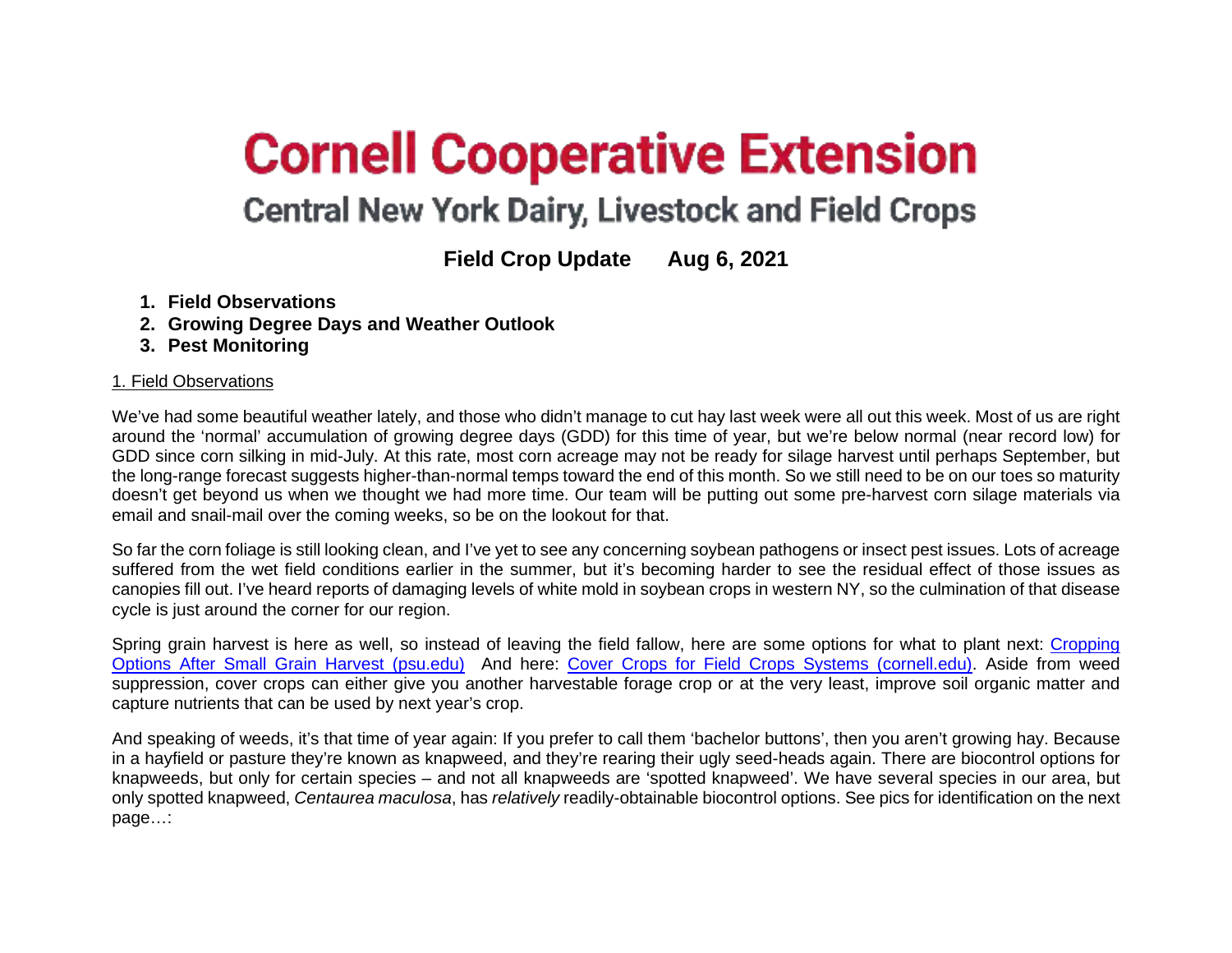# Cornell Cooperative Extension

## Central New York Dairy, Livestock and Field Crops

**Field Crop Update      Aug 6, 2021**

1. **Field Observations**
2. **Growing Degree Days and Weather Outlook**
3. **Pest Monitoring**

1. Field Observations

We've had some beautiful weather lately, and those who didn't manage to cut hay last week were all out this week. Most of us are right around the 'normal' accumulation of growing degree days (GDD) for this time of year, but we're below normal (near record low) for GDD since corn silking in mid-July. At this rate, most corn acreage may not be ready for silage harvest until perhaps September, but the long-range forecast suggests higher-than-normal temps toward the end of this month. So we still need to be on our toes so maturity doesn't get beyond us when we thought we had more time. Our team will be putting out some pre-harvest corn silage materials via email and snail-mail over the coming weeks, so be on the lookout for that.

So far the corn foliage is still looking clean, and I've yet to see any concerning soybean pathogens or insect pest issues. Lots of acreage suffered from the wet field conditions earlier in the summer, but it's becoming harder to see the residual effect of those issues as canopies fill out. I've heard reports of damaging levels of white mold in soybean crops in western NY, so the culmination of that disease cycle is just around the corner for our region.

Spring grain harvest is here as well, so instead of leaving the field fallow, here are some options for what to plant next: Cropping Options After Small Grain Harvest (psu.edu)  And here: Cover Crops for Field Crops Systems (cornell.edu). Aside from weed suppression, cover crops can either give you another harvestable forage crop or at the very least, improve soil organic matter and capture nutrients that can be used by next year's crop.

And speaking of weeds, it's that time of year again: If you prefer to call them 'bachelor buttons', then you aren't growing hay. Because in a hayfield or pasture they're known as knapweed, and they're rearing their ugly seed-heads again. There are biocontrol options for knapweeds, but only for certain species – and not all knapweeds are 'spotted knapweed'. We have several species in our area, but only spotted knapweed, *Centaurea maculosa*, has *relatively* readily-obtainable biocontrol options. See pics for identification on the next page…: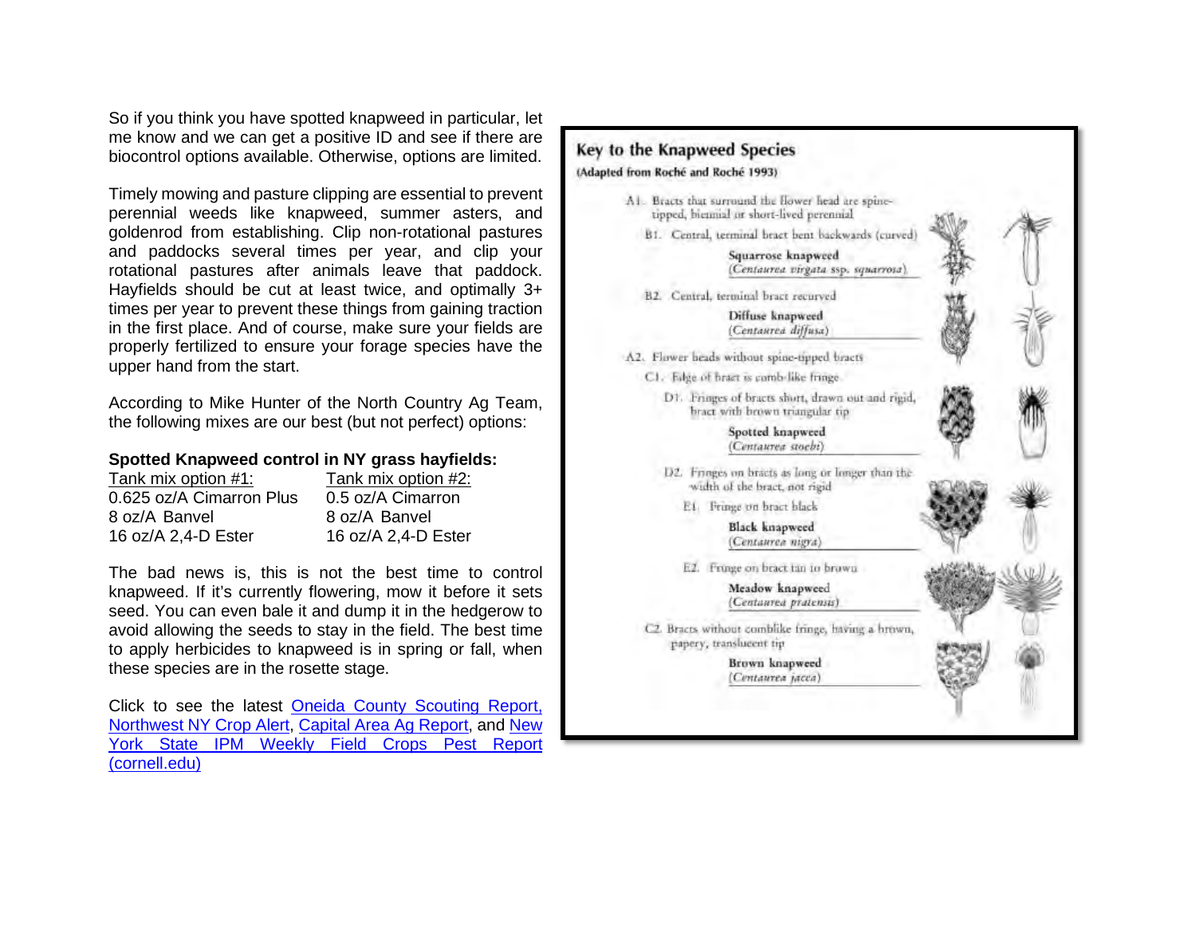So if you think you have spotted knapweed in particular, let me know and we can get a positive ID and see if there are biocontrol options available. Otherwise, options are limited.

Timely mowing and pasture clipping are essential to prevent perennial weeds like knapweed, summer asters, and goldenrod from establishing. Clip non-rotational pastures and paddocks several times per year, and clip your rotational pastures after animals leave that paddock. Hayfields should be cut at least twice, and optimally 3+ times per year to prevent these things from gaining traction in the first place. And of course, make sure your fields are properly fertilized to ensure your forage species have the upper hand from the start.

According to Mike Hunter of the North Country Ag Team, the following mixes are our best (but not perfect) options:

**Spotted Knapweed control in NY grass hayfields:**

| Tank mix option #1: | Tank mix option #2: |
| --- | --- |
| 0.625 oz/A Cimarron Plus | 0.5 oz/A Cimarron |
| 8 oz/A Banvel | 8 oz/A Banvel |
| 16 oz/A 2,4-D Ester | 16 oz/A 2,4-D Ester |

The bad news is, this is not the best time to control knapweed. If it's currently flowering, mow it before it sets seed. You can even bale it and dump it in the hedgerow to avoid allowing the seeds to stay in the field. The best time to apply herbicides to knapweed is in spring or fall, when these species are in the rosette stage.

Click to see the latest [Oneida County Scouting Report,](#) [Northwest NY Crop Alert](#), [Capital Area Ag Report](#), and [New York State IPM Weekly Field Crops Pest Report (cornell.edu)](#)

## Key to the Knapweed Species

(Adapted from Roché and Roché 1993)

- A1. Bracts that surround the flower head are spine-tipped, biennial or short-lived perennial
  - B1. Central, terminal bract bent backwards (curved)
    - **Squarrose knapweed** (*Centaurea virgata* ssp. *squarrosa*)
  - B2. Central, terminal bract recurved
    - **Diffuse knapweed** (*Centaurea diffusa*)
- A2. Flower heads without spine-tipped bracts
  - C1. Edge of bract is comb-like fringe
    - D1. Fringes of bracts short, drawn out and rigid, bract with brown triangular tip
      - **Spotted knapweed** (*Centaurea stoebi*)
    - D2. Fringes on bracts as long or longer than the width of the bract, not rigid
      - E1. Fringe on bract black
        - **Black knapweed** (*Centaurea nigra*)
      - E2. Fringe on bract tan to brown
        - **Meadow knapweed** (*Centaurea pratensis*)
  - C2. Bracts without comblike fringe, having a brown, papery, translucent tip
    - **Brown knapweed** (*Centaurea jacea*)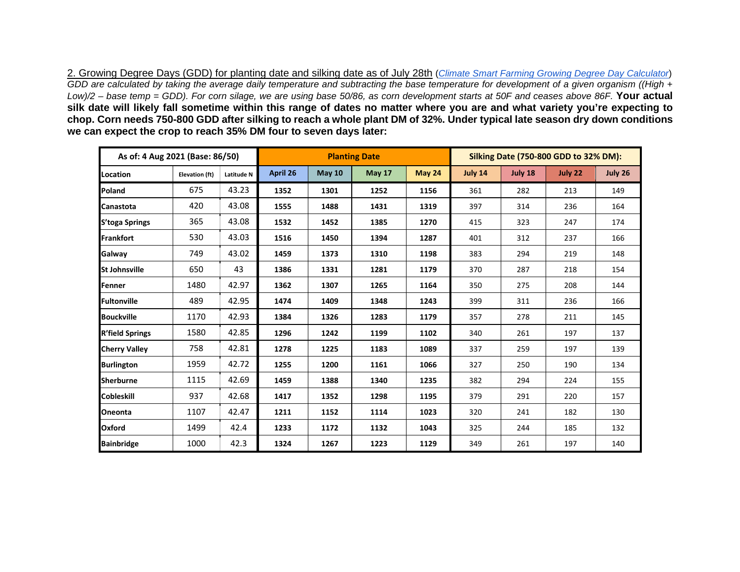## 2. Growing Degree Days (GDD) for planting date and silking date as of July 28th (*[Climate Smart Farming Growing Degree Day Calculator](Climate Smart Farming Growing Degree Day Calculator)*)

*GDD are calculated by taking the average daily temperature and subtracting the base temperature for development of a given organism ((High + Low)/2 – base temp = GDD). For corn silage, we are using base 50/86, as corn development starts at 50F and ceases above 86F.* **Your actual silk date will likely fall sometime within this range of dates no matter where you are and what variety you're expecting to chop. Corn needs 750-800 GDD after silking to reach a whole plant DM of 32%. Under typical late season dry down conditions we can expect the crop to reach 35% DM four to seven days later:**

| As of: 4 Aug 2021 (Base: 86/50) | | | Planting Date | | | | Silking Date (750-800 GDD to 32% DM): | | | |
|---|---|---|---|---|---|---|---|---|---|---|
| Location | Elevation (ft) | Latitude N | April 26 | May 10 | May 17 | May 24 | July 14 | July 18 | July 22 | July 26 |
| Poland | 675 | 43.23 | 1352 | 1301 | 1252 | 1156 | 361 | 282 | 213 | 149 |
| Canastota | 420 | 43.08 | 1555 | 1488 | 1431 | 1319 | 397 | 314 | 236 | 164 |
| S'toga Springs | 365 | 43.08 | 1532 | 1452 | 1385 | 1270 | 415 | 323 | 247 | 174 |
| Frankfort | 530 | 43.03 | 1516 | 1450 | 1394 | 1287 | 401 | 312 | 237 | 166 |
| Galway | 749 | 43.02 | 1459 | 1373 | 1310 | 1198 | 383 | 294 | 219 | 148 |
| St Johnsville | 650 | 43 | 1386 | 1331 | 1281 | 1179 | 370 | 287 | 218 | 154 |
| Fenner | 1480 | 42.97 | 1362 | 1307 | 1265 | 1164 | 350 | 275 | 208 | 144 |
| Fultonville | 489 | 42.95 | 1474 | 1409 | 1348 | 1243 | 399 | 311 | 236 | 166 |
| Bouckville | 1170 | 42.93 | 1384 | 1326 | 1283 | 1179 | 357 | 278 | 211 | 145 |
| R'field Springs | 1580 | 42.85 | 1296 | 1242 | 1199 | 1102 | 340 | 261 | 197 | 137 |
| Cherry Valley | 758 | 42.81 | 1278 | 1225 | 1183 | 1089 | 337 | 259 | 197 | 139 |
| Burlington | 1959 | 42.72 | 1255 | 1200 | 1161 | 1066 | 327 | 250 | 190 | 134 |
| Sherburne | 1115 | 42.69 | 1459 | 1388 | 1340 | 1235 | 382 | 294 | 224 | 155 |
| Cobleskill | 937 | 42.68 | 1417 | 1352 | 1298 | 1195 | 379 | 291 | 220 | 157 |
| Oneonta | 1107 | 42.47 | 1211 | 1152 | 1114 | 1023 | 320 | 241 | 182 | 130 |
| Oxford | 1499 | 42.4 | 1233 | 1172 | 1132 | 1043 | 325 | 244 | 185 | 132 |
| Bainbridge | 1000 | 42.3 | 1324 | 1267 | 1223 | 1129 | 349 | 261 | 197 | 140 |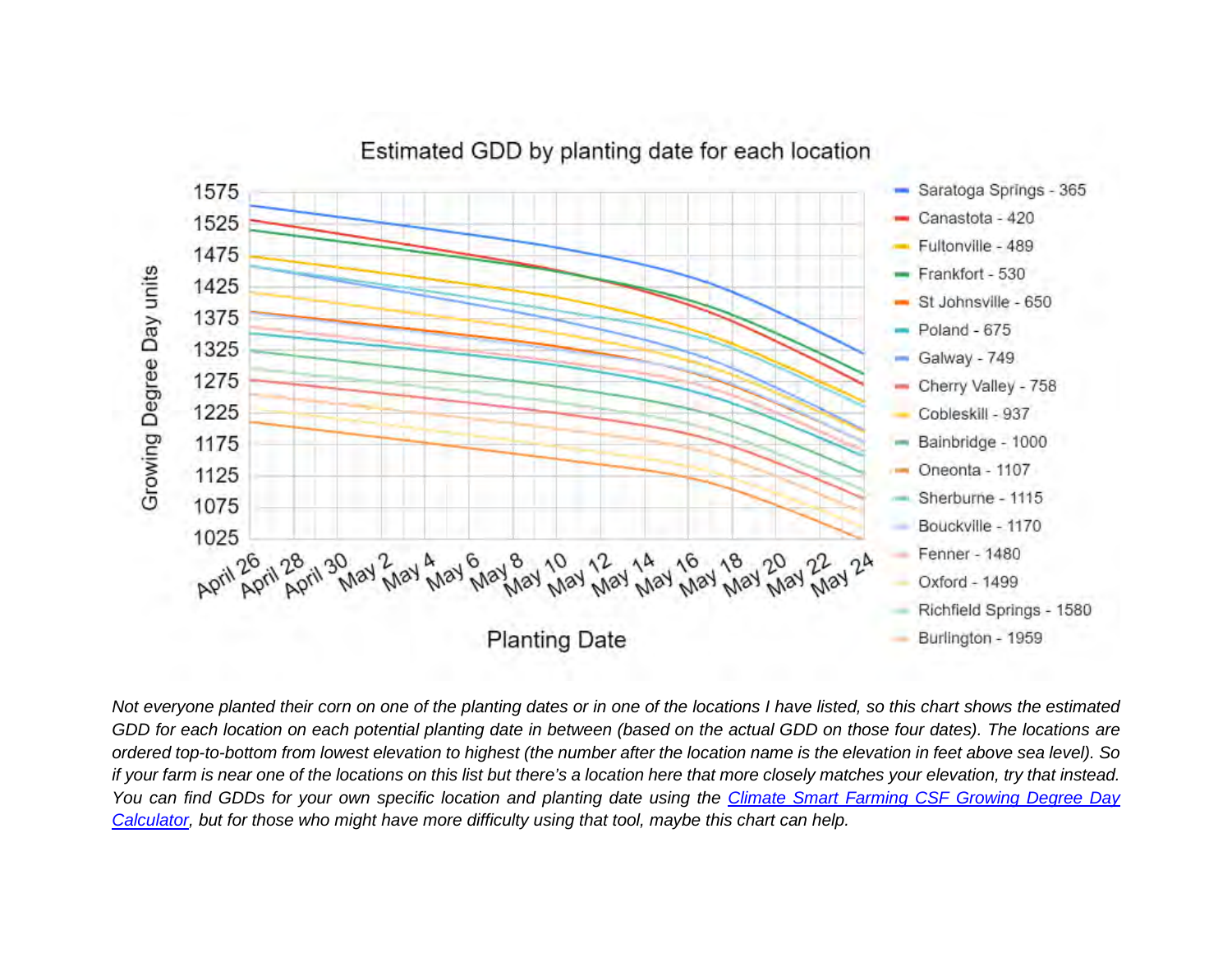Estimated GDD by planting date for each location

Growing Degree Day units

Planting Date

- Saratoga Springs - 365
- Canastota - 420
- Fultonville - 489
- Frankfort - 530
- St Johnsville - 650
- Poland - 675
- Galway - 749
- Cherry Valley - 758
- Cobleskill - 937
- Bainbridge - 1000
- Oneonta - 1107
- Sherburne - 1115
- Bouckville - 1170
- Fenner - 1480
- Oxford - 1499
- Richfield Springs - 1580
- Burlington - 1959

*Not everyone planted their corn on one of the planting dates or in one of the locations I have listed, so this chart shows the estimated GDD for each location on each potential planting date in between (based on the actual GDD on those four dates). The locations are ordered top-to-bottom from lowest elevation to highest (the number after the location name is the elevation in feet above sea level). So if your farm is near one of the locations on this list but there's a location here that more closely matches your elevation, try that instead. You can find GDDs for your own specific location and planting date using the Climate Smart Farming CSF Growing Degree Day Calculator, but for those who might have more difficulty using that tool, maybe this chart can help.*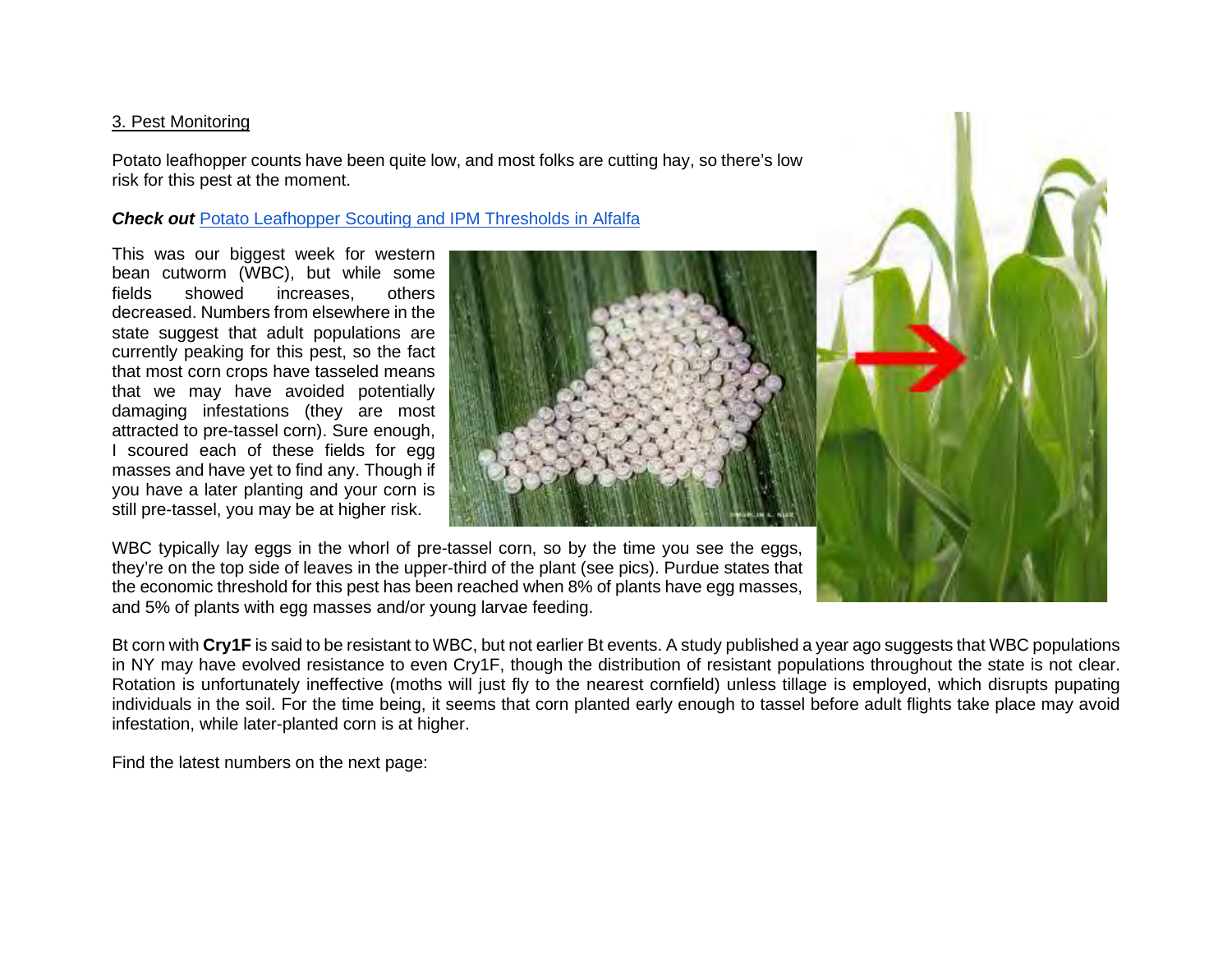3. Pest Monitoring

Potato leafhopper counts have been quite low, and most folks are cutting hay, so there's low risk for this pest at the moment.

***Check out*** Potato Leafhopper Scouting and IPM Thresholds in Alfalfa

This was our biggest week for western bean cutworm (WBC), but while some fields showed increases, others decreased. Numbers from elsewhere in the state suggest that adult populations are currently peaking for this pest, so the fact that most corn crops have tasseled means that we may have avoided potentially damaging infestations (they are most attracted to pre-tassel corn). Sure enough, I scoured each of these fields for egg masses and have yet to find any. Though if you have a later planting and your corn is still pre-tassel, you may be at higher risk.

WBC typically lay eggs in the whorl of pre-tassel corn, so by the time you see the eggs, they're on the top side of leaves in the upper-third of the plant (see pics). Purdue states that the economic threshold for this pest has been reached when 8% of plants have egg masses, and 5% of plants with egg masses and/or young larvae feeding.

Bt corn with **Cry1F** is said to be resistant to WBC, but not earlier Bt events. A study published a year ago suggests that WBC populations in NY may have evolved resistance to even Cry1F, though the distribution of resistant populations throughout the state is not clear. Rotation is unfortunately ineffective (moths will just fly to the nearest cornfield) unless tillage is employed, which disrupts pupating individuals in the soil. For the time being, it seems that corn planted early enough to tassel before adult flights take place may avoid infestation, while later-planted corn is at higher.

Find the latest numbers on the next page: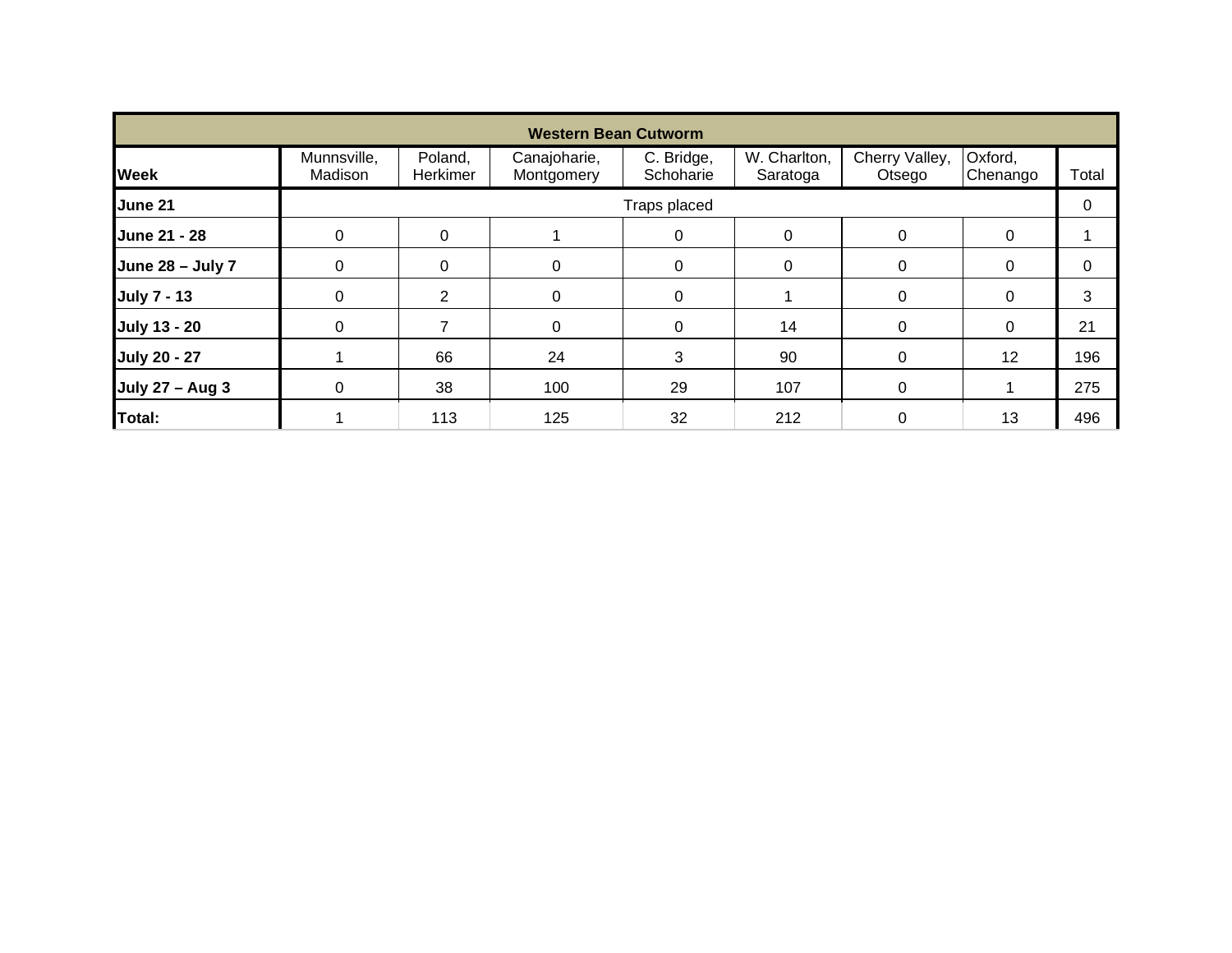| Western Bean Cutworm | | | | | | | | |
|---|---|---|---|---|---|---|---|---|
| **Week** | Munnsville, Madison | Poland, Herkimer | Canajoharie, Montgomery | C. Bridge, Schoharie | W. Charlton, Saratoga | Cherry Valley, Otsego | Oxford, Chenango | Total |
| **June 21** | Traps placed | | | | | | | 0 |
| **June 21 - 28** | 0 | 0 | 1 | 0 | 0 | 0 | 0 | 1 |
| **June 28 – July 7** | 0 | 0 | 0 | 0 | 0 | 0 | 0 | 0 |
| **July 7 - 13** | 0 | 2 | 0 | 0 | 1 | 0 | 0 | 3 |
| **July 13 - 20** | 0 | 7 | 0 | 0 | 14 | 0 | 0 | 21 |
| **July 20 - 27** | 1 | 66 | 24 | 3 | 90 | 0 | 12 | 196 |
| **July 27 – Aug 3** | 0 | 38 | 100 | 29 | 107 | 0 | 1 | 275 |
| **Total:** | 1 | 113 | 125 | 32 | 212 | 0 | 13 | 496 |